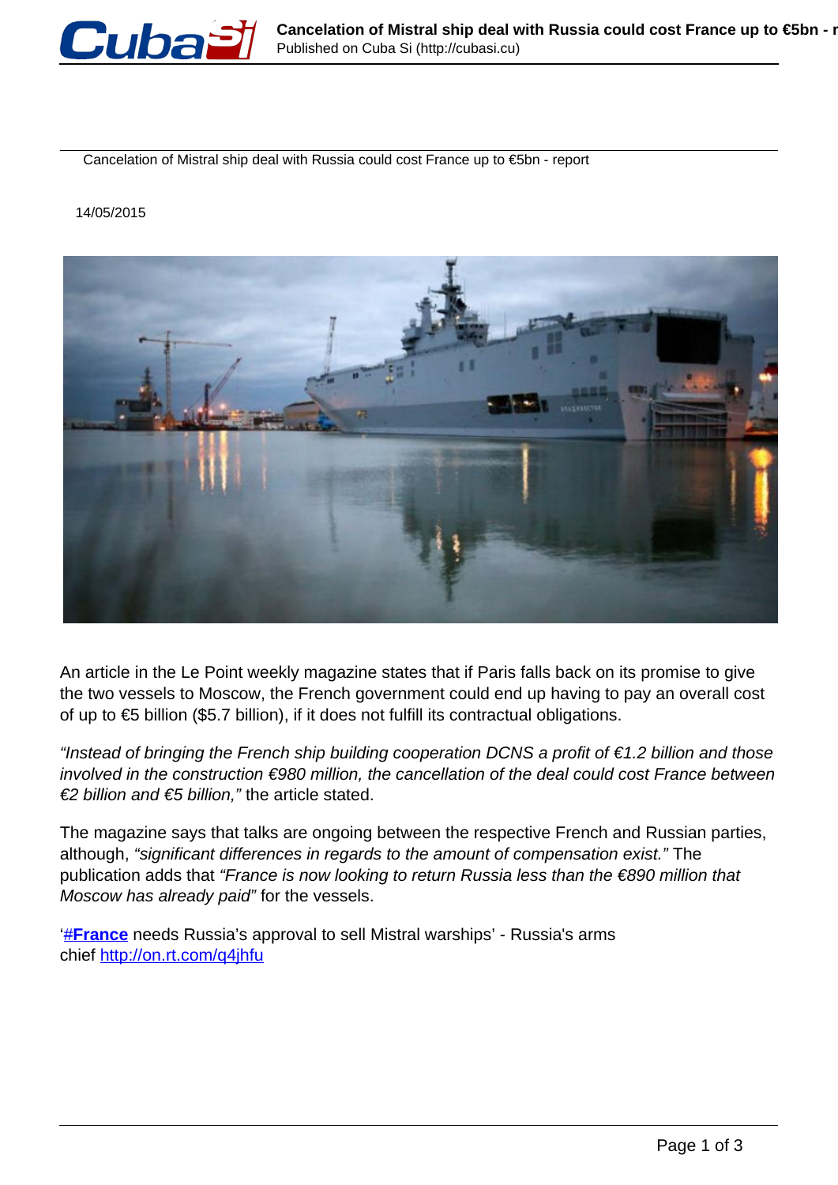Cancelation of Mistral ship deal with Russia could cost France up to €5bn - report

14/05/2015

An article in the Le Point weekly magazine states that if Paris falls back on its promise to give the two vessels to Moscow, the French government could end up having to pay an overall cost of up to €5 billion ($5.7 billion), if it does not fulfill its contractual obligations.

*"Instead of bringing the French ship building cooperation DCNS a profit of €1.2 billion and those involved in the construction €980 million, the cancellation of the deal could cost France between €2 billion and €5 billion,"* the article stated.

The magazine says that talks are ongoing between the respective French and Russian parties, although, *"significant differences in regards to the amount of compensation exist."* The publication adds that *"France is now looking to return Russia less than the €890 million that Moscow has already paid"* for the vessels.

'[#France](#) needs Russia's approval to sell Mistral warships' - Russia's arms chief [http://on.rt.com/q4jhfu](http://on.rt.com/q4jhfu)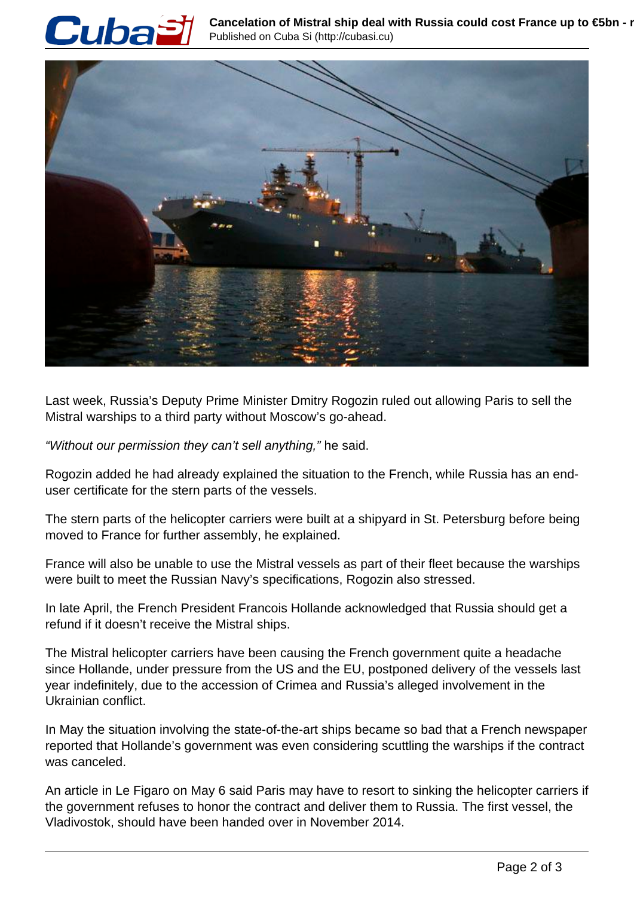Last week, Russia's Deputy Prime Minister Dmitry Rogozin ruled out allowing Paris to sell the Mistral warships to a third party without Moscow's go-ahead.

*"Without our permission they can't sell anything,"* he said.

Rogozin added he had already explained the situation to the French, while Russia has an end-user certificate for the stern parts of the vessels.

The stern parts of the helicopter carriers were built at a shipyard in St. Petersburg before being moved to France for further assembly, he explained.

France will also be unable to use the Mistral vessels as part of their fleet because the warships were built to meet the Russian Navy's specifications, Rogozin also stressed.

In late April, the French President Francois Hollande acknowledged that Russia should get a refund if it doesn't receive the Mistral ships.

The Mistral helicopter carriers have been causing the French government quite a headache since Hollande, under pressure from the US and the EU, postponed delivery of the vessels last year indefinitely, due to the accession of Crimea and Russia's alleged involvement in the Ukrainian conflict.

In May the situation involving the state-of-the-art ships became so bad that a French newspaper reported that Hollande's government was even considering scuttling the warships if the contract was canceled.

An article in Le Figaro on May 6 said Paris may have to resort to sinking the helicopter carriers if the government refuses to honor the contract and deliver them to Russia. The first vessel, the Vladivostok, should have been handed over in November 2014.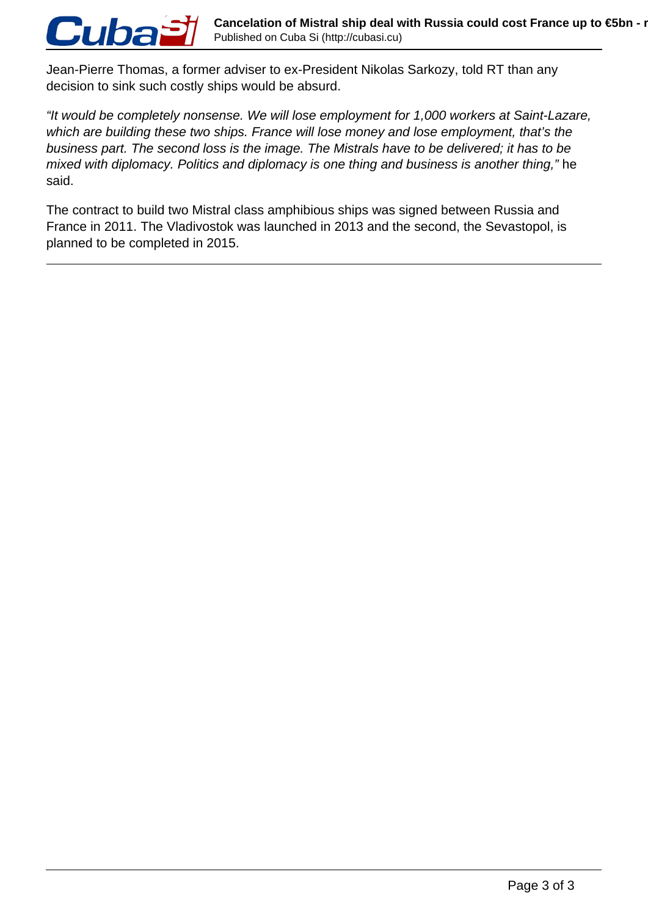Jean-Pierre Thomas, a former adviser to ex-President Nikolas Sarkozy, told RT than any decision to sink such costly ships would be absurd.

*"It would be completely nonsense. We will lose employment for 1,000 workers at Saint-Lazare, which are building these two ships. France will lose money and lose employment, that's the business part. The second loss is the image. The Mistrals have to be delivered; it has to be mixed with diplomacy. Politics and diplomacy is one thing and business is another thing,"* he said.

The contract to build two Mistral class amphibious ships was signed between Russia and France in 2011. The Vladivostok was launched in 2013 and the second, the Sevastopol, is planned to be completed in 2015.